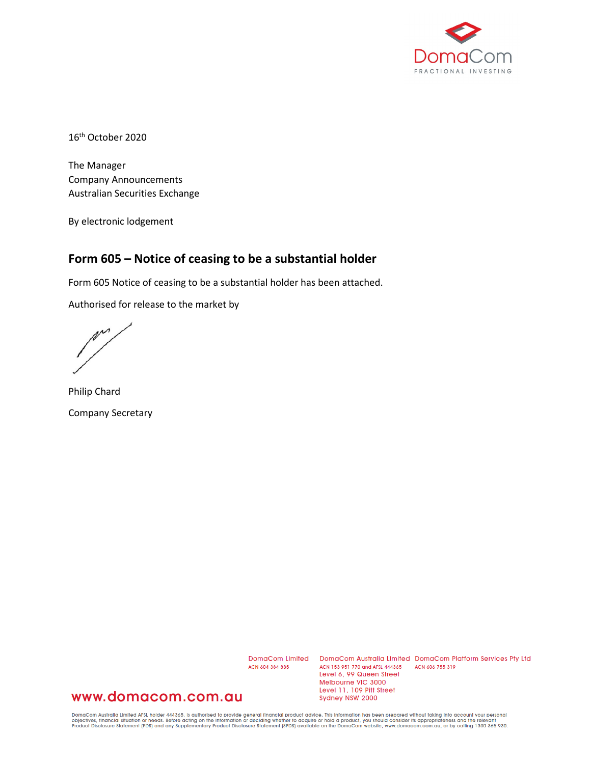16th October 2020

The Manager
Company Announcements
Australian Securities Exchange

By electronic lodgement

## Form 605 – Notice of ceasing to be a substantial holder

Form 605 Notice of ceasing to be a substantial holder has been attached.

Authorised for release to the market by

Philip Chard

Company Secretary

DomaCom Limited
ACN 604 384 885

DomaCom Australia Limited
ACN 153 951 770 and AFSL 444365
Level 6, 99 Queen Street
Melbourne VIC 3000
Level 11, 109 Pitt Street
Sydney NSW 2000

DomaCom Platform Services Pty Ltd
ACN 606 755 319

www.domacom.com.au

DomaCom Australia Limited AFSL holder 444365, is authorised to provide general financial product advice. This information has been prepared without taking into account your personal objectives, financial situation or needs. Before acting on the information or deciding whether to acquire or hold a product, you should consider its appropriateness and the relevant Product Disclosure Statement (PDS) and any Supplementary Product Disclosure Statement (SPDS) available on the DomaCom website, www.domacom.com.au, or by calling 1300 365 930.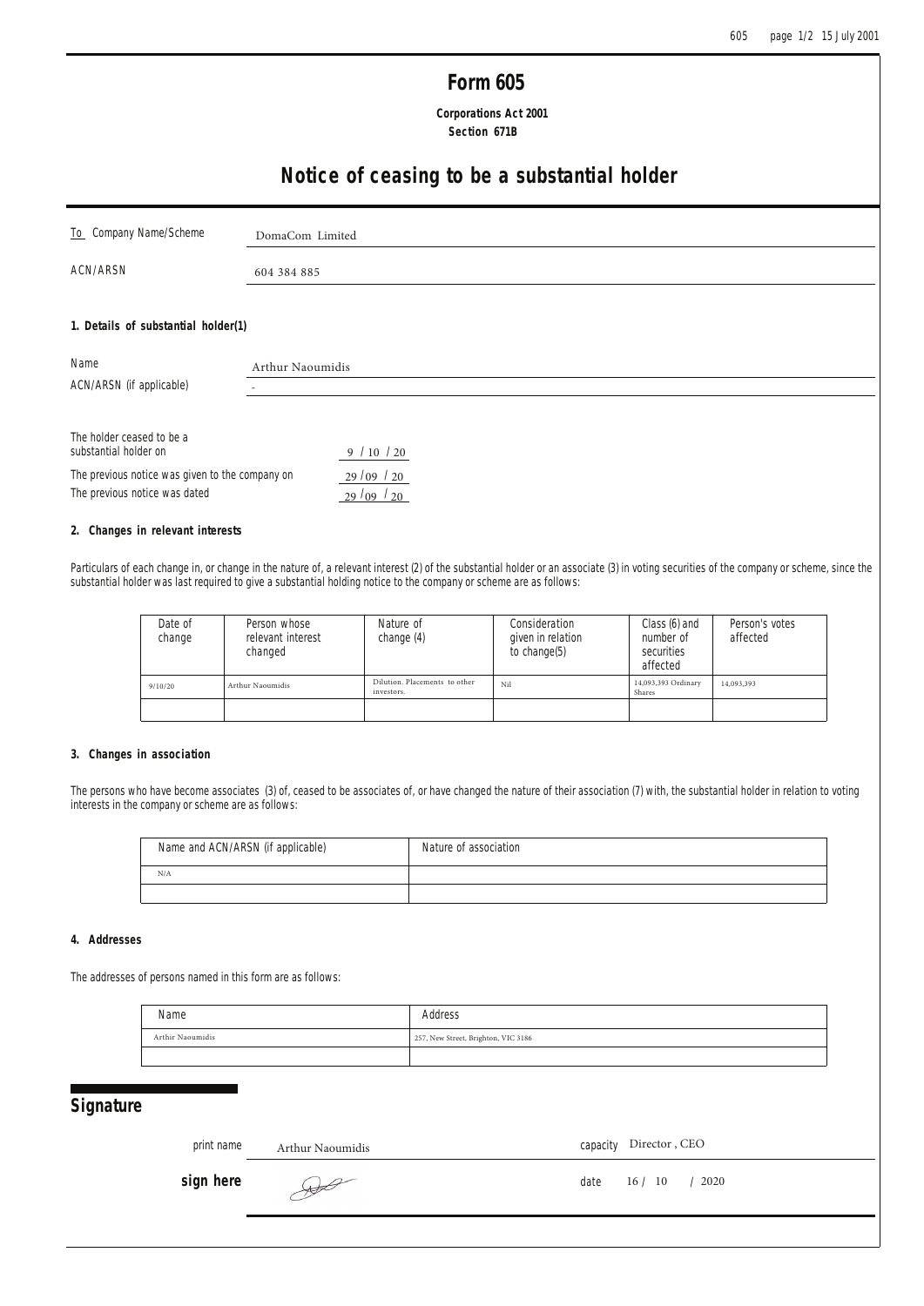# Form 605

**Corporations Act 2001**
**Section 671B**

# Notice of ceasing to be a substantial holder

To Company Name/Scheme: DomaCom Limited

ACN/ARSN: 604 384 885

### 1. Details of substantial holder(1)

Name: Arthur Naoumidis

ACN/ARSN (if applicable): -

The holder ceased to be a substantial holder on: 9 / 10 / 20

The previous notice was given to the company on: 29 /09 / 20

The previous notice was dated: 29 /09 / 20

### 2. Changes in relevant interests

Particulars of each change in, or change in the nature of, a relevant interest (2) of the substantial holder or an associate (3) in voting securities of the company or scheme, since the substantial holder was last required to give a substantial holding notice to the company or scheme are as follows:

| Date of change | Person whose relevant interest changed | Nature of change (4) | Consideration given in relation to change(5) | Class (6) and number of securities affected | Person's votes affected |
|---|---|---|---|---|---|
| 9/10/20 | Arthur Naoumidis | Dilution. Placements to other investors. | Nil | 14,093,393 Ordinary Shares | 14,093,393 |
| | | | | | |

### 3. Changes in association

The persons who have become associates (3) of, ceased to be associates of, or have changed the nature of their association (7) with, the substantial holder in relation to voting interests in the company or scheme are as follows:

| Name and ACN/ARSN (if applicable) | Nature of association |
|---|---|
| N/A | |
| | |

### 4. Addresses

The addresses of persons named in this form are as follows:

| Name | Address |
|---|---|
| Arthir Naoumidis | 257, New Street, Brighton, VIC 3186 |
| | |

## Signature

print name: Arthur Naoumidis

capacity: Director , CEO

sign here

date: 16 / 10 / 2020